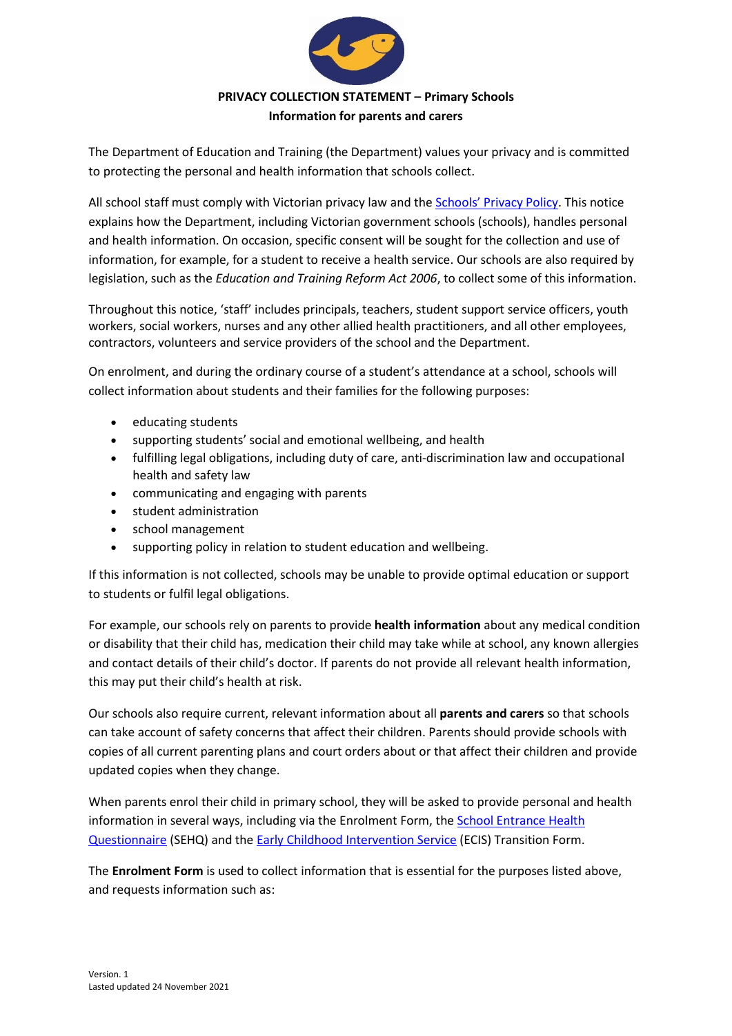**PRIVACY COLLECTION STATEMENT – Primary Schools**
**Information for parents and carers**

The Department of Education and Training (the Department) values your privacy and is committed to protecting the personal and health information that schools collect.

All school staff must comply with Victorian privacy law and the Schools' Privacy Policy. This notice explains how the Department, including Victorian government schools (schools), handles personal and health information. On occasion, specific consent will be sought for the collection and use of information, for example, for a student to receive a health service. Our schools are also required by legislation, such as the *Education and Training Reform Act 2006*, to collect some of this information.

Throughout this notice, 'staff' includes principals, teachers, student support service officers, youth workers, social workers, nurses and any other allied health practitioners, and all other employees, contractors, volunteers and service providers of the school and the Department.

On enrolment, and during the ordinary course of a student's attendance at a school, schools will collect information about students and their families for the following purposes:

- educating students
- supporting students' social and emotional wellbeing, and health
- fulfilling legal obligations, including duty of care, anti-discrimination law and occupational health and safety law
- communicating and engaging with parents
- student administration
- school management
- supporting policy in relation to student education and wellbeing.

If this information is not collected, schools may be unable to provide optimal education or support to students or fulfil legal obligations.

For example, our schools rely on parents to provide **health information** about any medical condition or disability that their child has, medication their child may take while at school, any known allergies and contact details of their child's doctor. If parents do not provide all relevant health information, this may put their child's health at risk.

Our schools also require current, relevant information about all **parents and carers** so that schools can take account of safety concerns that affect their children. Parents should provide schools with copies of all current parenting plans and court orders about or that affect their children and provide updated copies when they change.

When parents enrol their child in primary school, they will be asked to provide personal and health information in several ways, including via the Enrolment Form, the School Entrance Health Questionnaire (SEHQ) and the Early Childhood Intervention Service (ECIS) Transition Form.

The **Enrolment Form** is used to collect information that is essential for the purposes listed above, and requests information such as:

Version. 1
Lasted updated 24 November 2021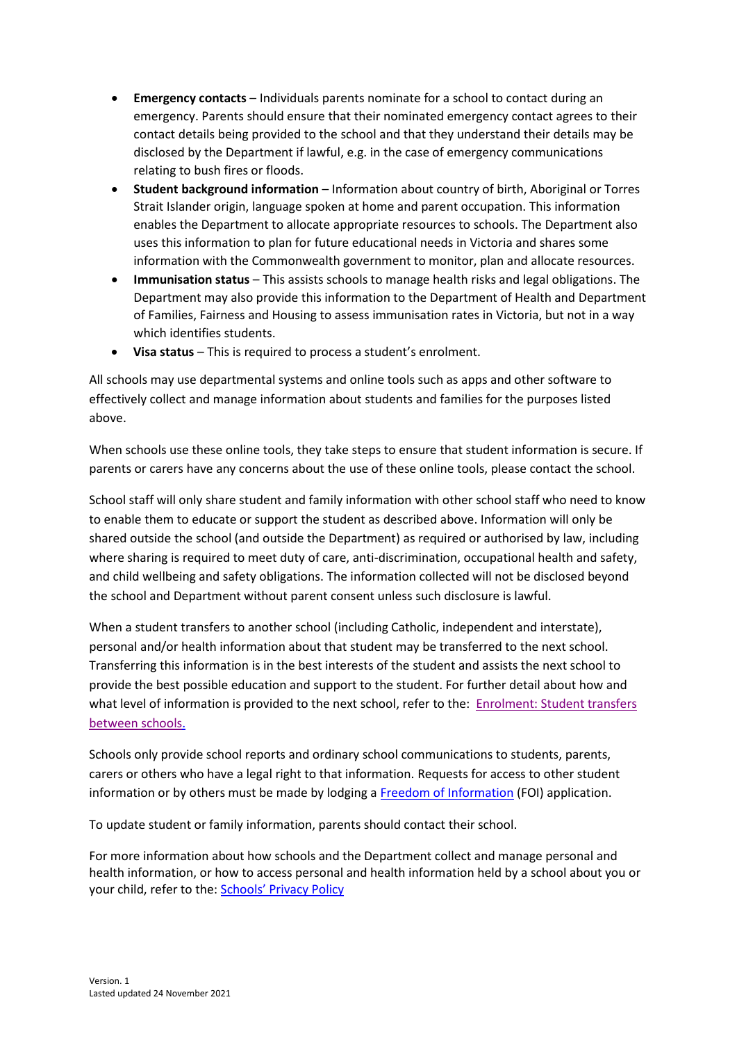- **Emergency contacts** – Individuals parents nominate for a school to contact during an emergency. Parents should ensure that their nominated emergency contact agrees to their contact details being provided to the school and that they understand their details may be disclosed by the Department if lawful, e.g. in the case of emergency communications relating to bush fires or floods.
- **Student background information** – Information about country of birth, Aboriginal or Torres Strait Islander origin, language spoken at home and parent occupation. This information enables the Department to allocate appropriate resources to schools. The Department also uses this information to plan for future educational needs in Victoria and shares some information with the Commonwealth government to monitor, plan and allocate resources.
- **Immunisation status** – This assists schools to manage health risks and legal obligations. The Department may also provide this information to the Department of Health and Department of Families, Fairness and Housing to assess immunisation rates in Victoria, but not in a way which identifies students.
- **Visa status** – This is required to process a student's enrolment.

All schools may use departmental systems and online tools such as apps and other software to effectively collect and manage information about students and families for the purposes listed above.

When schools use these online tools, they take steps to ensure that student information is secure. If parents or carers have any concerns about the use of these online tools, please contact the school.

School staff will only share student and family information with other school staff who need to know to enable them to educate or support the student as described above. Information will only be shared outside the school (and outside the Department) as required or authorised by law, including where sharing is required to meet duty of care, anti-discrimination, occupational health and safety, and child wellbeing and safety obligations. The information collected will not be disclosed beyond the school and Department without parent consent unless such disclosure is lawful.

When a student transfers to another school (including Catholic, independent and interstate), personal and/or health information about that student may be transferred to the next school. Transferring this information is in the best interests of the student and assists the next school to provide the best possible education and support to the student. For further detail about how and what level of information is provided to the next school, refer to the: [Enrolment: Student transfers between schools.]

Schools only provide school reports and ordinary school communications to students, parents, carers or others who have a legal right to that information. Requests for access to other student information or by others must be made by lodging a [Freedom of Information] (FOI) application.

To update student or family information, parents should contact their school.

For more information about how schools and the Department collect and manage personal and health information, or how to access personal and health information held by a school about you or your child, refer to the: [Schools' Privacy Policy]

Version. 1
Lasted updated 24 November 2021